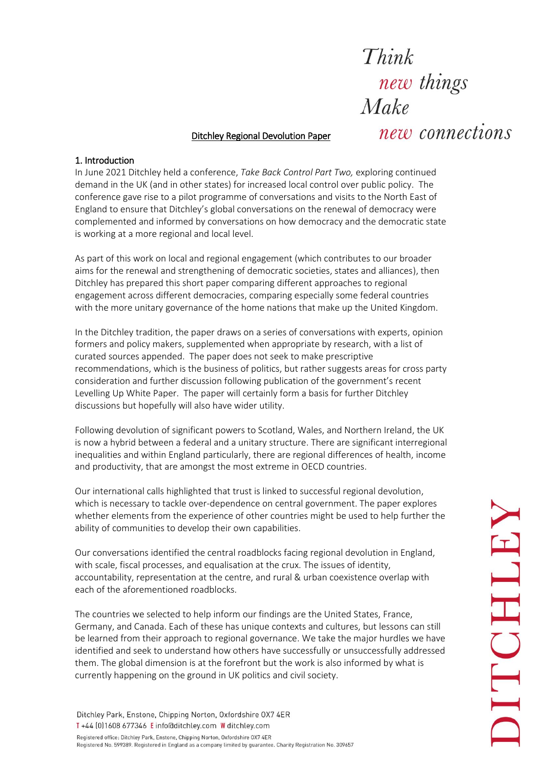# Ditchley Regional Devolution Paper

## 1. Introduction

In June 2021 Ditchley held a conference, *Take Back Control Part Two,* exploring continued demand in the UK (and in other states) for increased local control over public policy. The conference gave rise to a pilot programme of conversations and visits to the North East of England to ensure that Ditchley's global conversations on the renewal of democracy were complemented and informed by conversations on how democracy and the democratic state is working at a more regional and local level.

As part of this work on local and regional engagement (which contributes to our broader aims for the renewal and strengthening of democratic societies, states and alliances), then Ditchley has prepared this short paper comparing different approaches to regional engagement across different democracies, comparing especially some federal countries with the more unitary governance of the home nations that make up the United Kingdom.

In the Ditchley tradition, the paper draws on a series of conversations with experts, opinion formers and policy makers, supplemented when appropriate by research, with a list of curated sources appended. The paper does not seek to make prescriptive recommendations, which is the business of politics, but rather suggests areas for cross party consideration and further discussion following publication of the government's recent Levelling Up White Paper. The paper will certainly form a basis for further Ditchley discussions but hopefully will also have wider utility.

Following devolution of significant powers to Scotland, Wales, and Northern Ireland, the UK is now a hybrid between a federal and a unitary structure. There are significant interregional inequalities and within England particularly, there are regional differences of health, income and productivity, that are amongst the most extreme in OECD countries.

Our international calls highlighted that trust is linked to successful regional devolution, which is necessary to tackle over-dependence on central government. The paper explores whether elements from the experience of other countries might be used to help further the ability of communities to develop their own capabilities.

Our conversations identified the central roadblocks facing regional devolution in England, with scale, fiscal processes, and equalisation at the crux. The issues of identity, accountability, representation at the centre, and rural & urban coexistence overlap with each of the aforementioned roadblocks.

The countries we selected to help inform our findings are the United States, France, Germany, and Canada. Each of these has unique contexts and cultures, but lessons can still be learned from their approach to regional governance. We take the major hurdles we have identified and seek to understand how others have successfully or unsuccessfully addressed them. The global dimension is at the forefront but the work is also informed by what is currently happening on the ground in UK politics and civil society.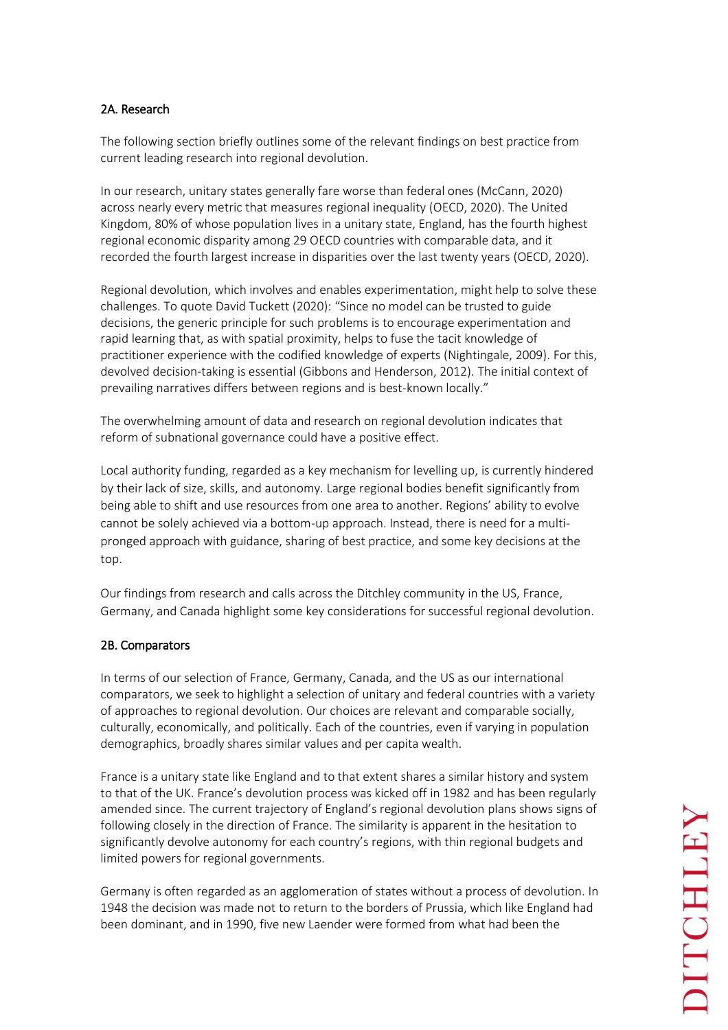### 2A. Research

The following section briefly outlines some of the relevant findings on best practice from current leading research into regional devolution.

In our research, unitary states generally fare worse than federal ones (McCann, 2020) across nearly every metric that measures regional inequality (OECD, 2020). The United Kingdom, 80% of whose population lives in a unitary state, England, has the fourth highest regional economic disparity among 29 OECD countries with comparable data, and it recorded the fourth largest increase in disparities over the last twenty years (OECD, 2020).

Regional devolution, which involves and enables experimentation, might help to solve these challenges. To quote David Tuckett (2020): "Since no model can be trusted to guide decisions, the generic principle for such problems is to encourage experimentation and rapid learning that, as with spatial proximity, helps to fuse the tacit knowledge of practitioner experience with the codified knowledge of experts (Nightingale, 2009). For this, devolved decision-taking is essential (Gibbons and Henderson, 2012). The initial context of prevailing narratives differs between regions and is best-known locally."

The overwhelming amount of data and research on regional devolution indicates that reform of subnational governance could have a positive effect.

Local authority funding, regarded as a key mechanism for levelling up, is currently hindered by their lack of size, skills, and autonomy. Large regional bodies benefit significantly from being able to shift and use resources from one area to another. Regions' ability to evolve cannot be solely achieved via a bottom-up approach. Instead, there is need for a multi-pronged approach with guidance, sharing of best practice, and some key decisions at the top.

Our findings from research and calls across the Ditchley community in the US, France, Germany, and Canada highlight some key considerations for successful regional devolution.

### 2B. Comparators

In terms of our selection of France, Germany, Canada, and the US as our international comparators, we seek to highlight a selection of unitary and federal countries with a variety of approaches to regional devolution. Our choices are relevant and comparable socially, culturally, economically, and politically. Each of the countries, even if varying in population demographics, broadly shares similar values and per capita wealth.

France is a unitary state like England and to that extent shares a similar history and system to that of the UK. France's devolution process was kicked off in 1982 and has been regularly amended since. The current trajectory of England's regional devolution plans shows signs of following closely in the direction of France. The similarity is apparent in the hesitation to significantly devolve autonomy for each country's regions, with thin regional budgets and limited powers for regional governments.

Germany is often regarded as an agglomeration of states without a process of devolution. In 1948 the decision was made not to return to the borders of Prussia, which like England had been dominant, and in 1990, five new Laender were formed from what had been the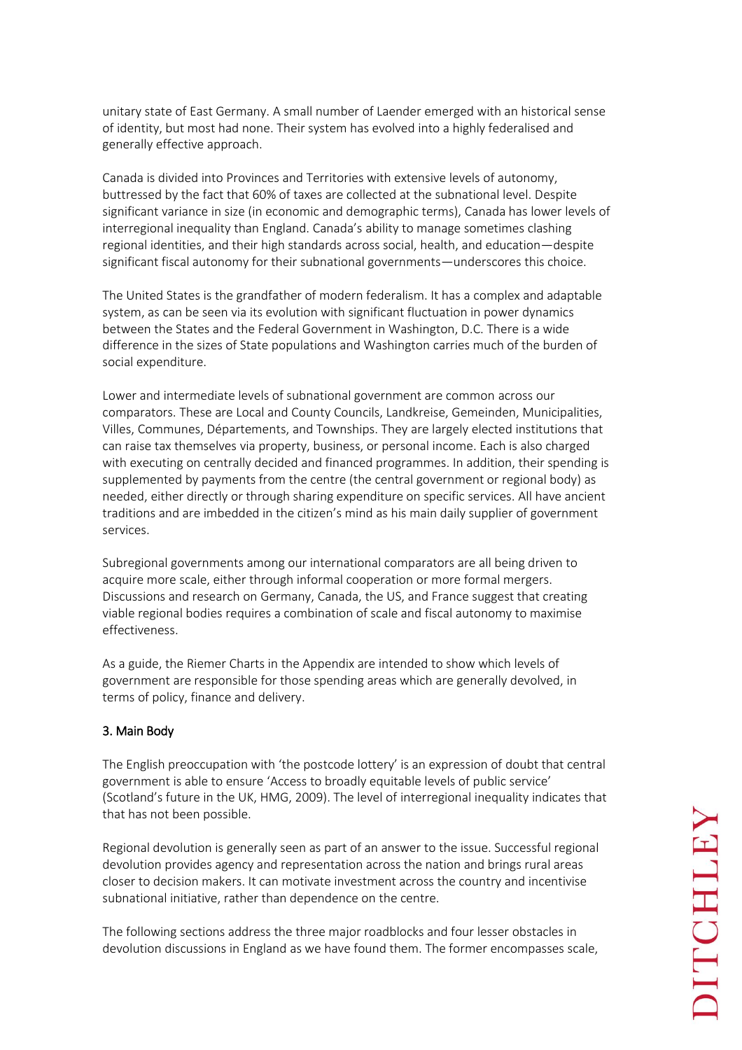unitary state of East Germany. A small number of Laender emerged with an historical sense of identity, but most had none. Their system has evolved into a highly federalised and generally effective approach.

Canada is divided into Provinces and Territories with extensive levels of autonomy, buttressed by the fact that 60% of taxes are collected at the subnational level. Despite significant variance in size (in economic and demographic terms), Canada has lower levels of interregional inequality than England. Canada's ability to manage sometimes clashing regional identities, and their high standards across social, health, and education—despite significant fiscal autonomy for their subnational governments—underscores this choice.

The United States is the grandfather of modern federalism. It has a complex and adaptable system, as can be seen via its evolution with significant fluctuation in power dynamics between the States and the Federal Government in Washington, D.C. There is a wide difference in the sizes of State populations and Washington carries much of the burden of social expenditure.

Lower and intermediate levels of subnational government are common across our comparators. These are Local and County Councils, Landkreise, Gemeinden, Municipalities, Villes, Communes, Départements, and Townships. They are largely elected institutions that can raise tax themselves via property, business, or personal income. Each is also charged with executing on centrally decided and financed programmes. In addition, their spending is supplemented by payments from the centre (the central government or regional body) as needed, either directly or through sharing expenditure on specific services. All have ancient traditions and are imbedded in the citizen's mind as his main daily supplier of government services.

Subregional governments among our international comparators are all being driven to acquire more scale, either through informal cooperation or more formal mergers. Discussions and research on Germany, Canada, the US, and France suggest that creating viable regional bodies requires a combination of scale and fiscal autonomy to maximise effectiveness.

As a guide, the Riemer Charts in the Appendix are intended to show which levels of government are responsible for those spending areas which are generally devolved, in terms of policy, finance and delivery.

## 3. Main Body

The English preoccupation with 'the postcode lottery' is an expression of doubt that central government is able to ensure 'Access to broadly equitable levels of public service' (Scotland's future in the UK, HMG, 2009). The level of interregional inequality indicates that that has not been possible.

Regional devolution is generally seen as part of an answer to the issue. Successful regional devolution provides agency and representation across the nation and brings rural areas closer to decision makers. It can motivate investment across the country and incentivise subnational initiative, rather than dependence on the centre.

The following sections address the three major roadblocks and four lesser obstacles in devolution discussions in England as we have found them. The former encompasses scale,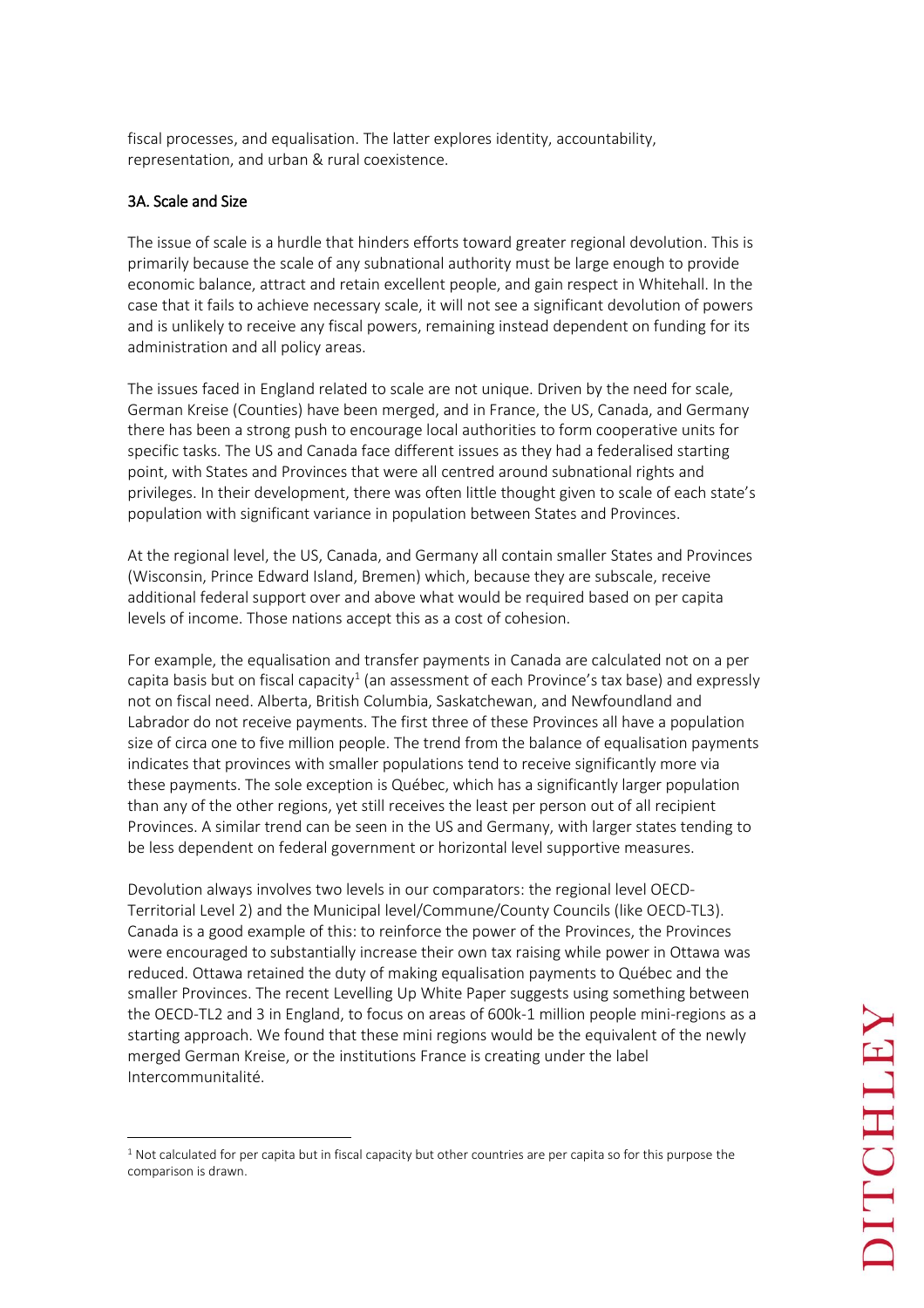fiscal processes, and equalisation. The latter explores identity, accountability, representation, and urban & rural coexistence.

### 3A. Scale and Size

The issue of scale is a hurdle that hinders efforts toward greater regional devolution. This is primarily because the scale of any subnational authority must be large enough to provide economic balance, attract and retain excellent people, and gain respect in Whitehall. In the case that it fails to achieve necessary scale, it will not see a significant devolution of powers and is unlikely to receive any fiscal powers, remaining instead dependent on funding for its administration and all policy areas.

The issues faced in England related to scale are not unique. Driven by the need for scale, German Kreise (Counties) have been merged, and in France, the US, Canada, and Germany there has been a strong push to encourage local authorities to form cooperative units for specific tasks. The US and Canada face different issues as they had a federalised starting point, with States and Provinces that were all centred around subnational rights and privileges. In their development, there was often little thought given to scale of each state's population with significant variance in population between States and Provinces.

At the regional level, the US, Canada, and Germany all contain smaller States and Provinces (Wisconsin, Prince Edward Island, Bremen) which, because they are subscale, receive additional federal support over and above what would be required based on per capita levels of income. Those nations accept this as a cost of cohesion.

For example, the equalisation and transfer payments in Canada are calculated not on a per capita basis but on fiscal capacity[1] (an assessment of each Province's tax base) and expressly not on fiscal need. Alberta, British Columbia, Saskatchewan, and Newfoundland and Labrador do not receive payments. The first three of these Provinces all have a population size of circa one to five million people. The trend from the balance of equalisation payments indicates that provinces with smaller populations tend to receive significantly more via these payments. The sole exception is Québec, which has a significantly larger population than any of the other regions, yet still receives the least per person out of all recipient Provinces. A similar trend can be seen in the US and Germany, with larger states tending to be less dependent on federal government or horizontal level supportive measures.

Devolution always involves two levels in our comparators: the regional level OECD-Territorial Level 2) and the Municipal level/Commune/County Councils (like OECD-TL3). Canada is a good example of this: to reinforce the power of the Provinces, the Provinces were encouraged to substantially increase their own tax raising while power in Ottawa was reduced. Ottawa retained the duty of making equalisation payments to Québec and the smaller Provinces. The recent Levelling Up White Paper suggests using something between the OECD-TL2 and 3 in England, to focus on areas of 600k-1 million people mini-regions as a starting approach. We found that these mini regions would be the equivalent of the newly merged German Kreise, or the institutions France is creating under the label Intercommunitalité.

---

[1] Not calculated for per capita but in fiscal capacity but other countries are per capita so for this purpose the comparison is drawn.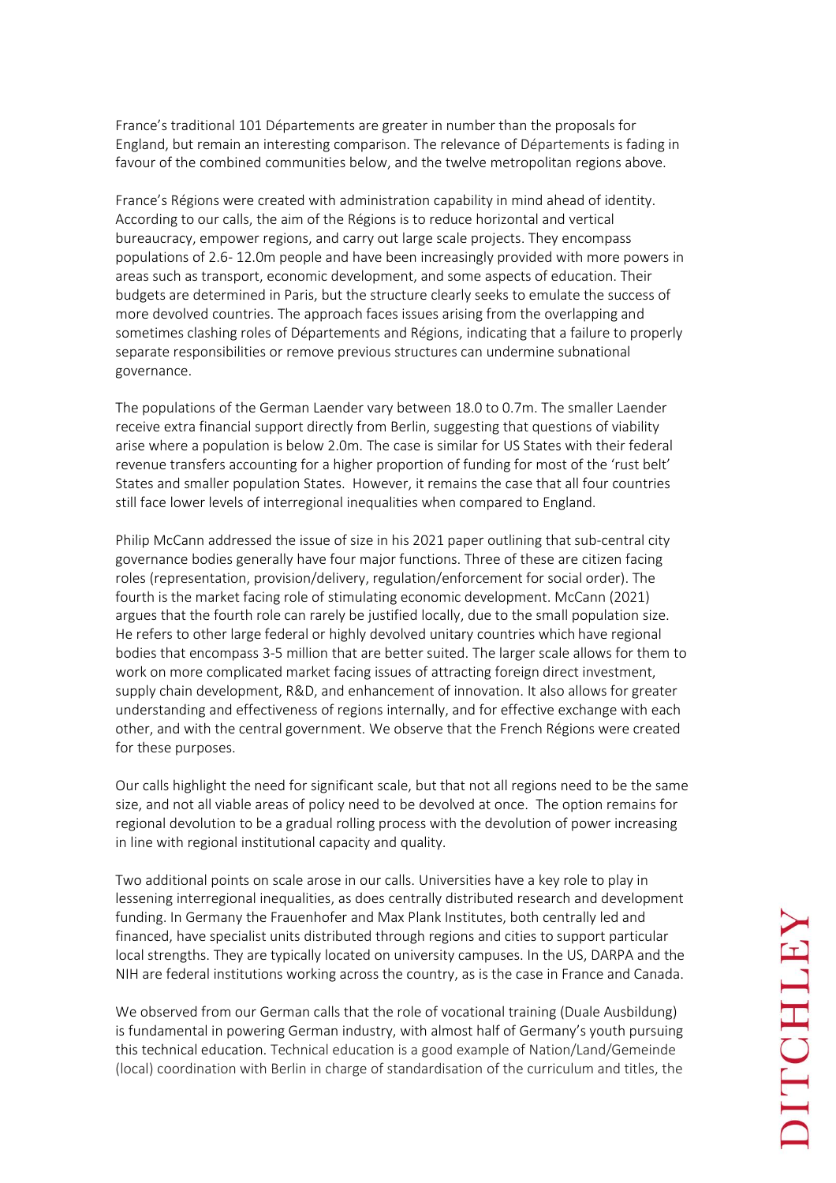France's traditional 101 Départements are greater in number than the proposals for England, but remain an interesting comparison. The relevance of Départements is fading in favour of the combined communities below, and the twelve metropolitan regions above.

France's Régions were created with administration capability in mind ahead of identity. According to our calls, the aim of the Régions is to reduce horizontal and vertical bureaucracy, empower regions, and carry out large scale projects. They encompass populations of 2.6- 12.0m people and have been increasingly provided with more powers in areas such as transport, economic development, and some aspects of education. Their budgets are determined in Paris, but the structure clearly seeks to emulate the success of more devolved countries. The approach faces issues arising from the overlapping and sometimes clashing roles of Départements and Régions, indicating that a failure to properly separate responsibilities or remove previous structures can undermine subnational governance.

The populations of the German Laender vary between 18.0 to 0.7m. The smaller Laender receive extra financial support directly from Berlin, suggesting that questions of viability arise where a population is below 2.0m. The case is similar for US States with their federal revenue transfers accounting for a higher proportion of funding for most of the 'rust belt' States and smaller population States. However, it remains the case that all four countries still face lower levels of interregional inequalities when compared to England.

Philip McCann addressed the issue of size in his 2021 paper outlining that sub-central city governance bodies generally have four major functions. Three of these are citizen facing roles (representation, provision/delivery, regulation/enforcement for social order). The fourth is the market facing role of stimulating economic development. McCann (2021) argues that the fourth role can rarely be justified locally, due to the small population size. He refers to other large federal or highly devolved unitary countries which have regional bodies that encompass 3-5 million that are better suited. The larger scale allows for them to work on more complicated market facing issues of attracting foreign direct investment, supply chain development, R&D, and enhancement of innovation. It also allows for greater understanding and effectiveness of regions internally, and for effective exchange with each other, and with the central government. We observe that the French Régions were created for these purposes.

Our calls highlight the need for significant scale, but that not all regions need to be the same size, and not all viable areas of policy need to be devolved at once. The option remains for regional devolution to be a gradual rolling process with the devolution of power increasing in line with regional institutional capacity and quality.

Two additional points on scale arose in our calls. Universities have a key role to play in lessening interregional inequalities, as does centrally distributed research and development funding. In Germany the Frauenhofer and Max Plank Institutes, both centrally led and financed, have specialist units distributed through regions and cities to support particular local strengths. They are typically located on university campuses. In the US, DARPA and the NIH are federal institutions working across the country, as is the case in France and Canada.

We observed from our German calls that the role of vocational training (Duale Ausbildung) is fundamental in powering German industry, with almost half of Germany's youth pursuing this technical education. Technical education is a good example of Nation/Land/Gemeinde (local) coordination with Berlin in charge of standardisation of the curriculum and titles, the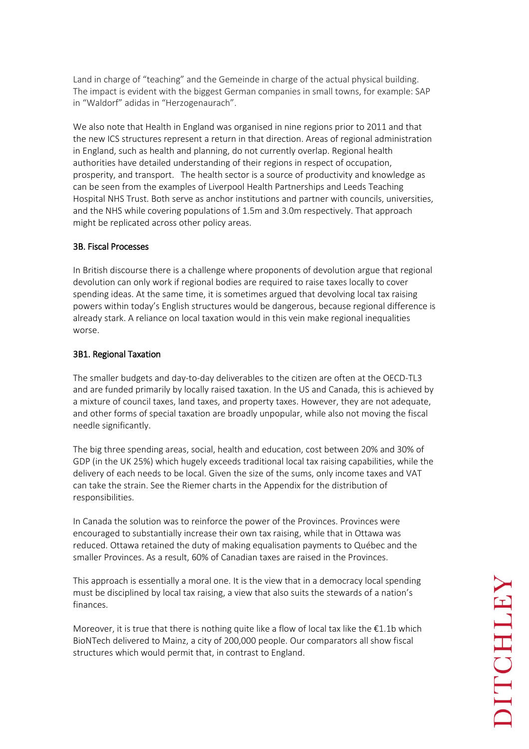Land in charge of "teaching" and the Gemeinde in charge of the actual physical building. The impact is evident with the biggest German companies in small towns, for example: SAP in "Waldorf" adidas in "Herzogenaurach".

We also note that Health in England was organised in nine regions prior to 2011 and that the new ICS structures represent a return in that direction. Areas of regional administration in England, such as health and planning, do not currently overlap. Regional health authorities have detailed understanding of their regions in respect of occupation, prosperity, and transport. The health sector is a source of productivity and knowledge as can be seen from the examples of Liverpool Health Partnerships and Leeds Teaching Hospital NHS Trust. Both serve as anchor institutions and partner with councils, universities, and the NHS while covering populations of 1.5m and 3.0m respectively. That approach might be replicated across other policy areas.

### 3B. Fiscal Processes

In British discourse there is a challenge where proponents of devolution argue that regional devolution can only work if regional bodies are required to raise taxes locally to cover spending ideas. At the same time, it is sometimes argued that devolving local tax raising powers within today's English structures would be dangerous, because regional difference is already stark. A reliance on local taxation would in this vein make regional inequalities worse.

#### 3B1. Regional Taxation

The smaller budgets and day-to-day deliverables to the citizen are often at the OECD-TL3 and are funded primarily by locally raised taxation. In the US and Canada, this is achieved by a mixture of council taxes, land taxes, and property taxes. However, they are not adequate, and other forms of special taxation are broadly unpopular, while also not moving the fiscal needle significantly.

The big three spending areas, social, health and education, cost between 20% and 30% of GDP (in the UK 25%) which hugely exceeds traditional local tax raising capabilities, while the delivery of each needs to be local. Given the size of the sums, only income taxes and VAT can take the strain. See the Riemer charts in the Appendix for the distribution of responsibilities.

In Canada the solution was to reinforce the power of the Provinces. Provinces were encouraged to substantially increase their own tax raising, while that in Ottawa was reduced. Ottawa retained the duty of making equalisation payments to Québec and the smaller Provinces. As a result, 60% of Canadian taxes are raised in the Provinces.

This approach is essentially a moral one. It is the view that in a democracy local spending must be disciplined by local tax raising, a view that also suits the stewards of a nation's finances.

Moreover, it is true that there is nothing quite like a flow of local tax like the €1.1b which BioNTech delivered to Mainz, a city of 200,000 people. Our comparators all show fiscal structures which would permit that, in contrast to England.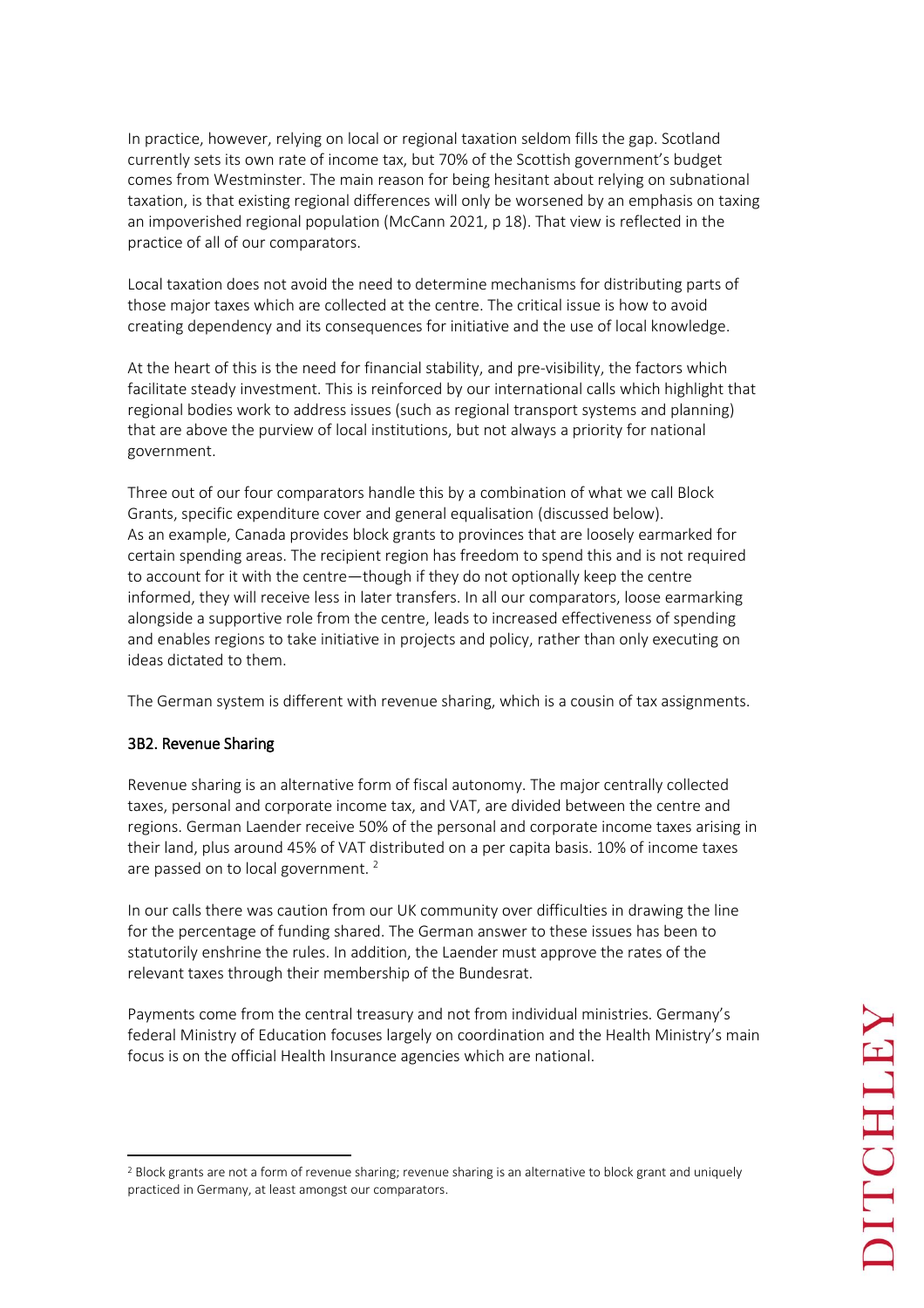In practice, however, relying on local or regional taxation seldom fills the gap. Scotland currently sets its own rate of income tax, but 70% of the Scottish government's budget comes from Westminster. The main reason for being hesitant about relying on subnational taxation, is that existing regional differences will only be worsened by an emphasis on taxing an impoverished regional population (McCann 2021, p 18). That view is reflected in the practice of all of our comparators.

Local taxation does not avoid the need to determine mechanisms for distributing parts of those major taxes which are collected at the centre. The critical issue is how to avoid creating dependency and its consequences for initiative and the use of local knowledge.

At the heart of this is the need for financial stability, and pre-visibility, the factors which facilitate steady investment. This is reinforced by our international calls which highlight that regional bodies work to address issues (such as regional transport systems and planning) that are above the purview of local institutions, but not always a priority for national government.

Three out of our four comparators handle this by a combination of what we call Block Grants, specific expenditure cover and general equalisation (discussed below). As an example, Canada provides block grants to provinces that are loosely earmarked for certain spending areas. The recipient region has freedom to spend this and is not required to account for it with the centre—though if they do not optionally keep the centre informed, they will receive less in later transfers. In all our comparators, loose earmarking alongside a supportive role from the centre, leads to increased effectiveness of spending and enables regions to take initiative in projects and policy, rather than only executing on ideas dictated to them.

The German system is different with revenue sharing, which is a cousin of tax assignments.

### 3B2. Revenue Sharing

Revenue sharing is an alternative form of fiscal autonomy. The major centrally collected taxes, personal and corporate income tax, and VAT, are divided between the centre and regions. German Laender receive 50% of the personal and corporate income taxes arising in their land, plus around 45% of VAT distributed on a per capita basis. 10% of income taxes are passed on to local government. [2]

In our calls there was caution from our UK community over difficulties in drawing the line for the percentage of funding shared. The German answer to these issues has been to statutorily enshrine the rules. In addition, the Laender must approve the rates of the relevant taxes through their membership of the Bundesrat.

Payments come from the central treasury and not from individual ministries. Germany's federal Ministry of Education focuses largely on coordination and the Health Ministry's main focus is on the official Health Insurance agencies which are national.

---

[2] Block grants are not a form of revenue sharing; revenue sharing is an alternative to block grant and uniquely practiced in Germany, at least amongst our comparators.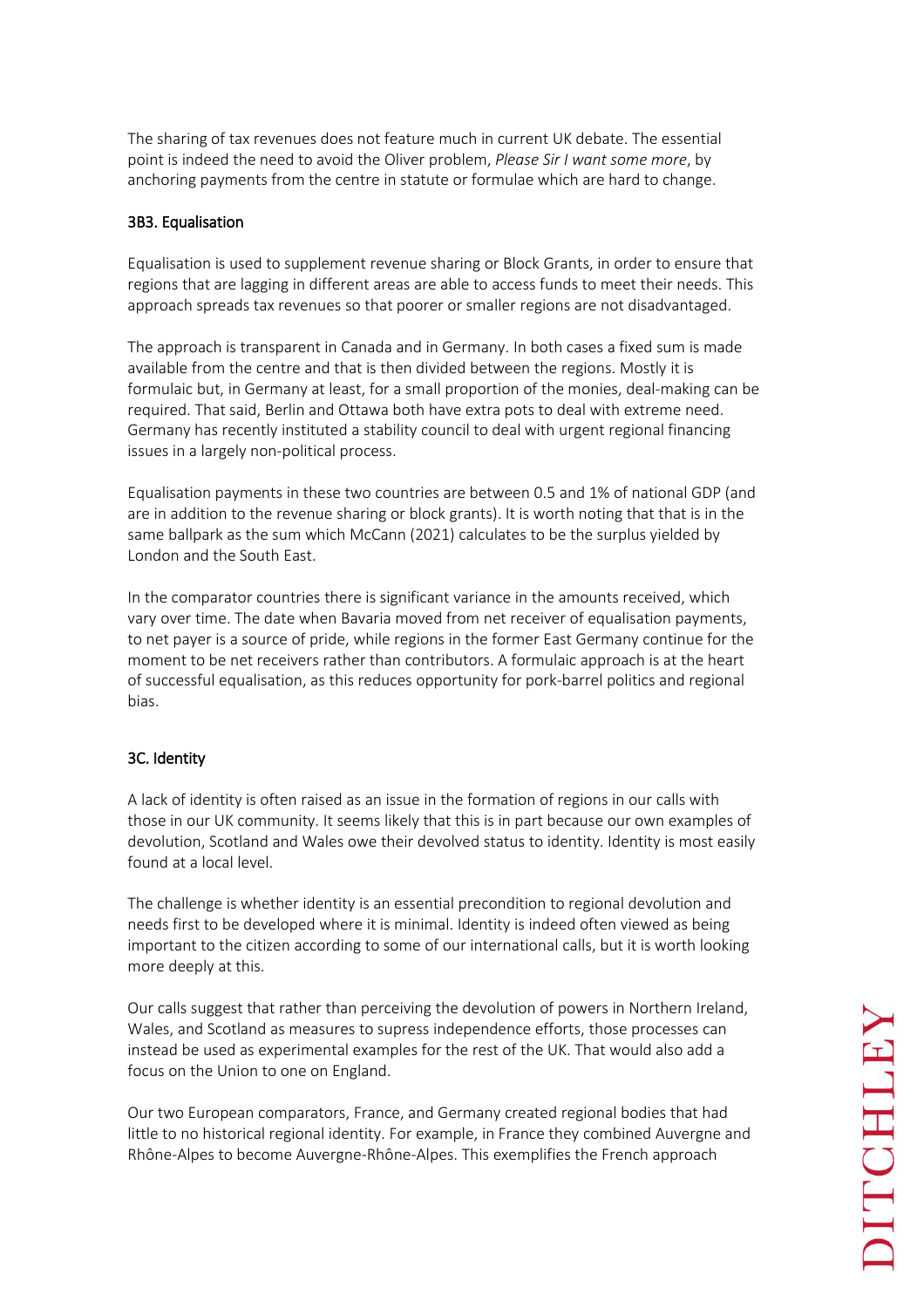The sharing of tax revenues does not feature much in current UK debate. The essential point is indeed the need to avoid the Oliver problem, *Please Sir I want some more*, by anchoring payments from the centre in statute or formulae which are hard to change.

### 3B3. Equalisation

Equalisation is used to supplement revenue sharing or Block Grants, in order to ensure that regions that are lagging in different areas are able to access funds to meet their needs. This approach spreads tax revenues so that poorer or smaller regions are not disadvantaged.

The approach is transparent in Canada and in Germany. In both cases a fixed sum is made available from the centre and that is then divided between the regions. Mostly it is formulaic but, in Germany at least, for a small proportion of the monies, deal-making can be required. That said, Berlin and Ottawa both have extra pots to deal with extreme need. Germany has recently instituted a stability council to deal with urgent regional financing issues in a largely non-political process.

Equalisation payments in these two countries are between 0.5 and 1% of national GDP (and are in addition to the revenue sharing or block grants). It is worth noting that that is in the same ballpark as the sum which McCann (2021) calculates to be the surplus yielded by London and the South East.

In the comparator countries there is significant variance in the amounts received, which vary over time. The date when Bavaria moved from net receiver of equalisation payments, to net payer is a source of pride, while regions in the former East Germany continue for the moment to be net receivers rather than contributors. A formulaic approach is at the heart of successful equalisation, as this reduces opportunity for pork-barrel politics and regional bias.

## 3C. Identity

A lack of identity is often raised as an issue in the formation of regions in our calls with those in our UK community. It seems likely that this is in part because our own examples of devolution, Scotland and Wales owe their devolved status to identity. Identity is most easily found at a local level.

The challenge is whether identity is an essential precondition to regional devolution and needs first to be developed where it is minimal. Identity is indeed often viewed as being important to the citizen according to some of our international calls, but it is worth looking more deeply at this.

Our calls suggest that rather than perceiving the devolution of powers in Northern Ireland, Wales, and Scotland as measures to supress independence efforts, those processes can instead be used as experimental examples for the rest of the UK. That would also add a focus on the Union to one on England.

Our two European comparators, France, and Germany created regional bodies that had little to no historical regional identity. For example, in France they combined Auvergne and Rhône-Alpes to become Auvergne-Rhône-Alpes. This exemplifies the French approach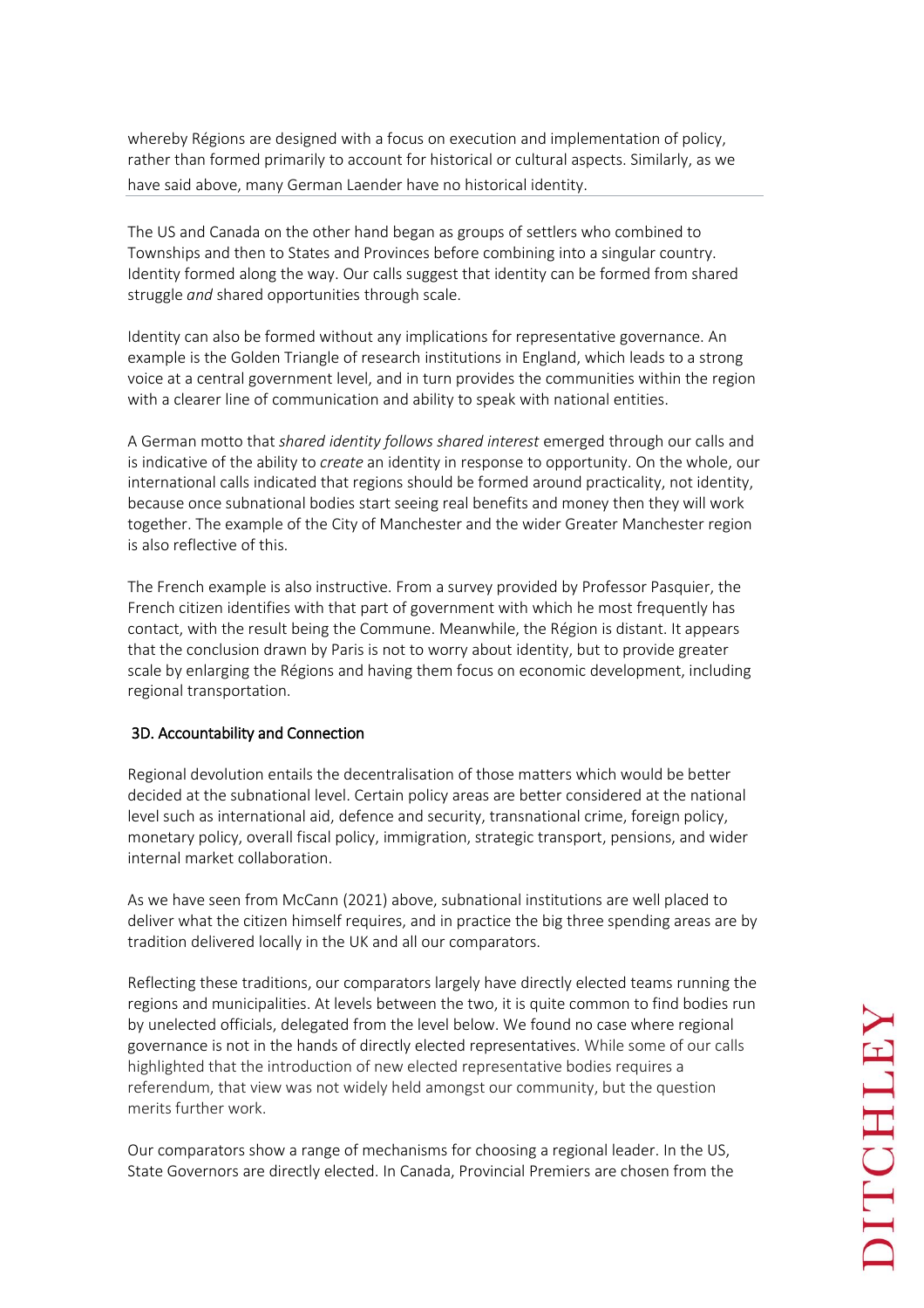whereby Régions are designed with a focus on execution and implementation of policy, rather than formed primarily to account for historical or cultural aspects. Similarly, as we have said above, many German Laender have no historical identity.

The US and Canada on the other hand began as groups of settlers who combined to Townships and then to States and Provinces before combining into a singular country. Identity formed along the way. Our calls suggest that identity can be formed from shared struggle *and* shared opportunities through scale.

Identity can also be formed without any implications for representative governance. An example is the Golden Triangle of research institutions in England, which leads to a strong voice at a central government level, and in turn provides the communities within the region with a clearer line of communication and ability to speak with national entities.

A German motto that *shared identity follows shared interest* emerged through our calls and is indicative of the ability to *create* an identity in response to opportunity. On the whole, our international calls indicated that regions should be formed around practicality, not identity, because once subnational bodies start seeing real benefits and money then they will work together. The example of the City of Manchester and the wider Greater Manchester region is also reflective of this.

The French example is also instructive. From a survey provided by Professor Pasquier, the French citizen identifies with that part of government with which he most frequently has contact, with the result being the Commune. Meanwhile, the Région is distant. It appears that the conclusion drawn by Paris is not to worry about identity, but to provide greater scale by enlarging the Régions and having them focus on economic development, including regional transportation.

### 3D. Accountability and Connection

Regional devolution entails the decentralisation of those matters which would be better decided at the subnational level. Certain policy areas are better considered at the national level such as international aid, defence and security, transnational crime, foreign policy, monetary policy, overall fiscal policy, immigration, strategic transport, pensions, and wider internal market collaboration.

As we have seen from McCann (2021) above, subnational institutions are well placed to deliver what the citizen himself requires, and in practice the big three spending areas are by tradition delivered locally in the UK and all our comparators.

Reflecting these traditions, our comparators largely have directly elected teams running the regions and municipalities. At levels between the two, it is quite common to find bodies run by unelected officials, delegated from the level below. We found no case where regional governance is not in the hands of directly elected representatives. While some of our calls highlighted that the introduction of new elected representative bodies requires a referendum, that view was not widely held amongst our community, but the question merits further work.

Our comparators show a range of mechanisms for choosing a regional leader. In the US, State Governors are directly elected. In Canada, Provincial Premiers are chosen from the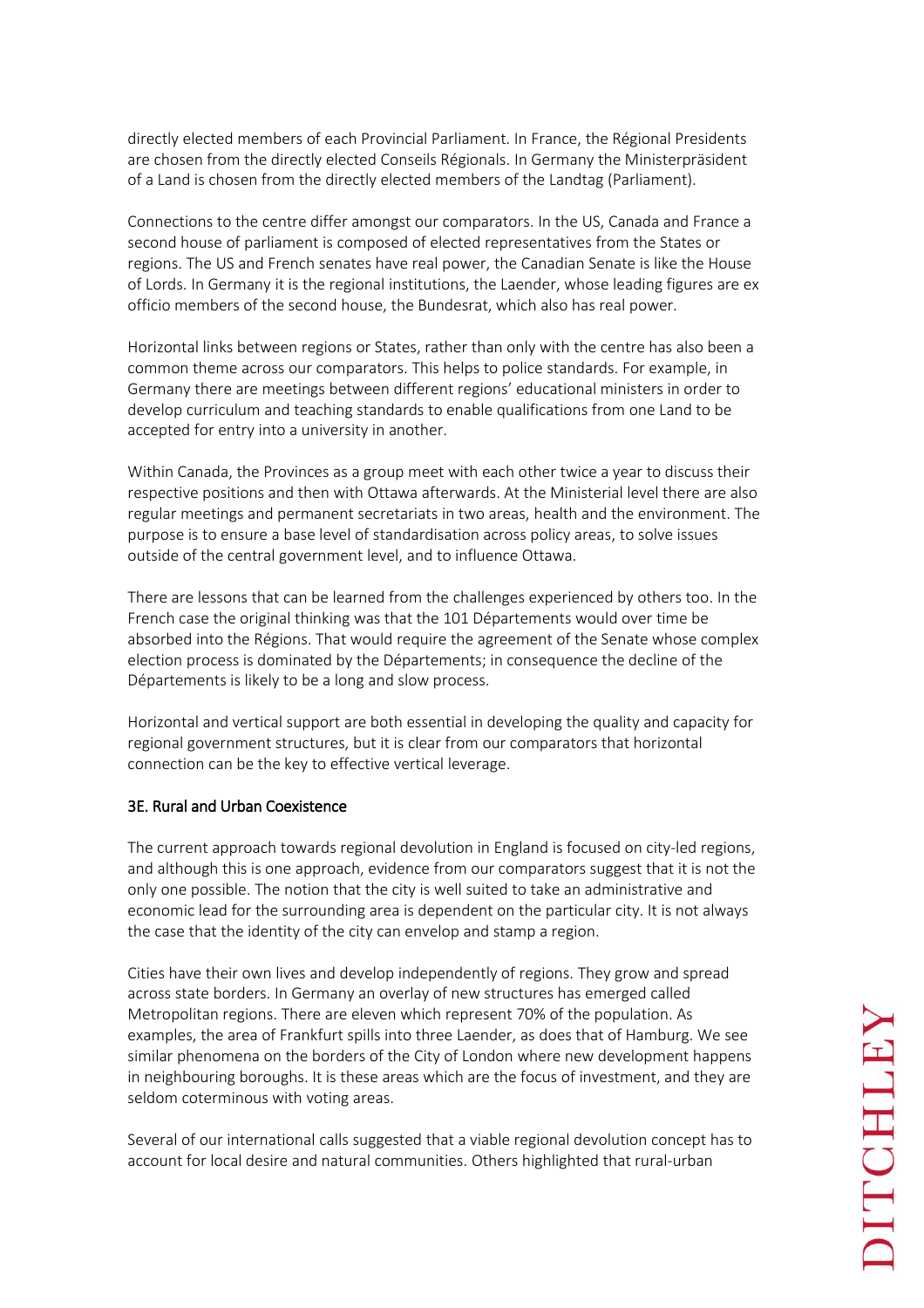directly elected members of each Provincial Parliament. In France, the Régional Presidents are chosen from the directly elected Conseils Régionals. In Germany the Ministerpräsident of a Land is chosen from the directly elected members of the Landtag (Parliament).

Connections to the centre differ amongst our comparators. In the US, Canada and France a second house of parliament is composed of elected representatives from the States or regions. The US and French senates have real power, the Canadian Senate is like the House of Lords. In Germany it is the regional institutions, the Laender, whose leading figures are ex officio members of the second house, the Bundesrat, which also has real power.

Horizontal links between regions or States, rather than only with the centre has also been a common theme across our comparators. This helps to police standards. For example, in Germany there are meetings between different regions' educational ministers in order to develop curriculum and teaching standards to enable qualifications from one Land to be accepted for entry into a university in another.

Within Canada, the Provinces as a group meet with each other twice a year to discuss their respective positions and then with Ottawa afterwards. At the Ministerial level there are also regular meetings and permanent secretariats in two areas, health and the environment. The purpose is to ensure a base level of standardisation across policy areas, to solve issues outside of the central government level, and to influence Ottawa.

There are lessons that can be learned from the challenges experienced by others too. In the French case the original thinking was that the 101 Départements would over time be absorbed into the Régions. That would require the agreement of the Senate whose complex election process is dominated by the Départements; in consequence the decline of the Départements is likely to be a long and slow process.

Horizontal and vertical support are both essential in developing the quality and capacity for regional government structures, but it is clear from our comparators that horizontal connection can be the key to effective vertical leverage.

### 3E. Rural and Urban Coexistence

The current approach towards regional devolution in England is focused on city-led regions, and although this is one approach, evidence from our comparators suggest that it is not the only one possible. The notion that the city is well suited to take an administrative and economic lead for the surrounding area is dependent on the particular city. It is not always the case that the identity of the city can envelop and stamp a region.

Cities have their own lives and develop independently of regions. They grow and spread across state borders. In Germany an overlay of new structures has emerged called Metropolitan regions. There are eleven which represent 70% of the population. As examples, the area of Frankfurt spills into three Laender, as does that of Hamburg. We see similar phenomena on the borders of the City of London where new development happens in neighbouring boroughs. It is these areas which are the focus of investment, and they are seldom coterminous with voting areas.

Several of our international calls suggested that a viable regional devolution concept has to account for local desire and natural communities. Others highlighted that rural-urban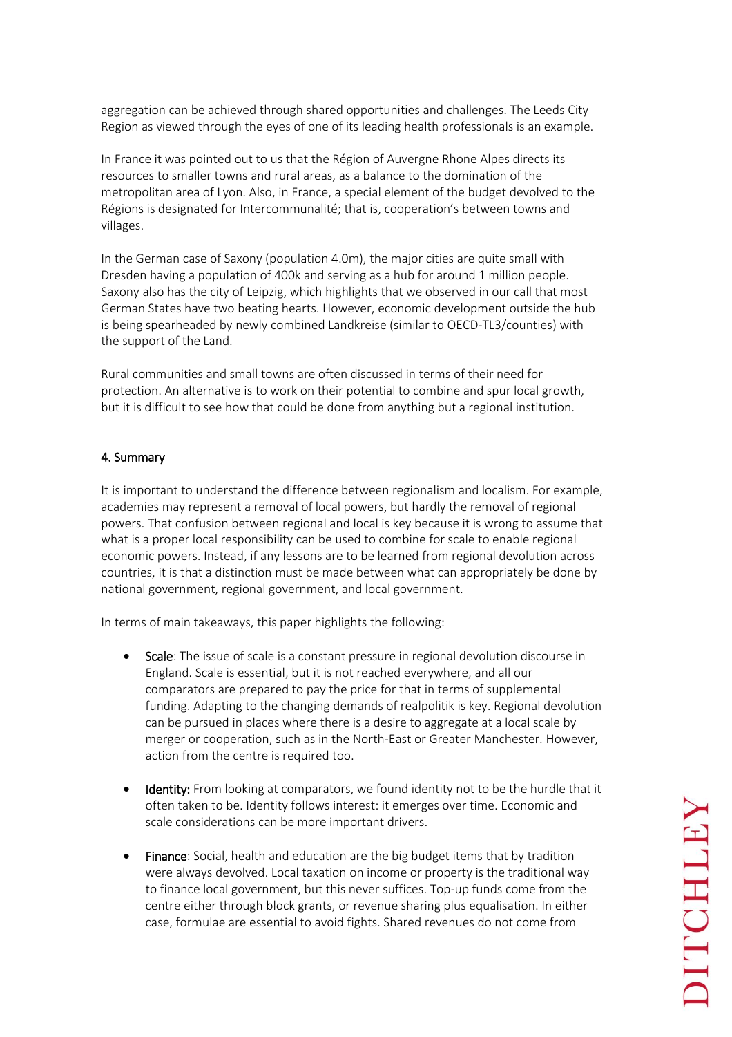aggregation can be achieved through shared opportunities and challenges. The Leeds City Region as viewed through the eyes of one of its leading health professionals is an example.

In France it was pointed out to us that the Région of Auvergne Rhone Alpes directs its resources to smaller towns and rural areas, as a balance to the domination of the metropolitan area of Lyon. Also, in France, a special element of the budget devolved to the Régions is designated for Intercommunalité; that is, cooperation's between towns and villages.

In the German case of Saxony (population 4.0m), the major cities are quite small with Dresden having a population of 400k and serving as a hub for around 1 million people. Saxony also has the city of Leipzig, which highlights that we observed in our call that most German States have two beating hearts. However, economic development outside the hub is being spearheaded by newly combined Landkreise (similar to OECD-TL3/counties) with the support of the Land.

Rural communities and small towns are often discussed in terms of their need for protection. An alternative is to work on their potential to combine and spur local growth, but it is difficult to see how that could be done from anything but a regional institution.

## 4. Summary

It is important to understand the difference between regionalism and localism. For example, academies may represent a removal of local powers, but hardly the removal of regional powers. That confusion between regional and local is key because it is wrong to assume that what is a proper local responsibility can be used to combine for scale to enable regional economic powers. Instead, if any lessons are to be learned from regional devolution across countries, it is that a distinction must be made between what can appropriately be done by national government, regional government, and local government.

In terms of main takeaways, this paper highlights the following:

- **Scale**: The issue of scale is a constant pressure in regional devolution discourse in England. Scale is essential, but it is not reached everywhere, and all our comparators are prepared to pay the price for that in terms of supplemental funding. Adapting to the changing demands of realpolitik is key. Regional devolution can be pursued in places where there is a desire to aggregate at a local scale by merger or cooperation, such as in the North-East or Greater Manchester. However, action from the centre is required too.

- **Identity:** From looking at comparators, we found identity not to be the hurdle that it often taken to be. Identity follows interest: it emerges over time. Economic and scale considerations can be more important drivers.

- **Finance**: Social, health and education are the big budget items that by tradition were always devolved. Local taxation on income or property is the traditional way to finance local government, but this never suffices. Top-up funds come from the centre either through block grants, or revenue sharing plus equalisation. In either case, formulae are essential to avoid fights. Shared revenues do not come from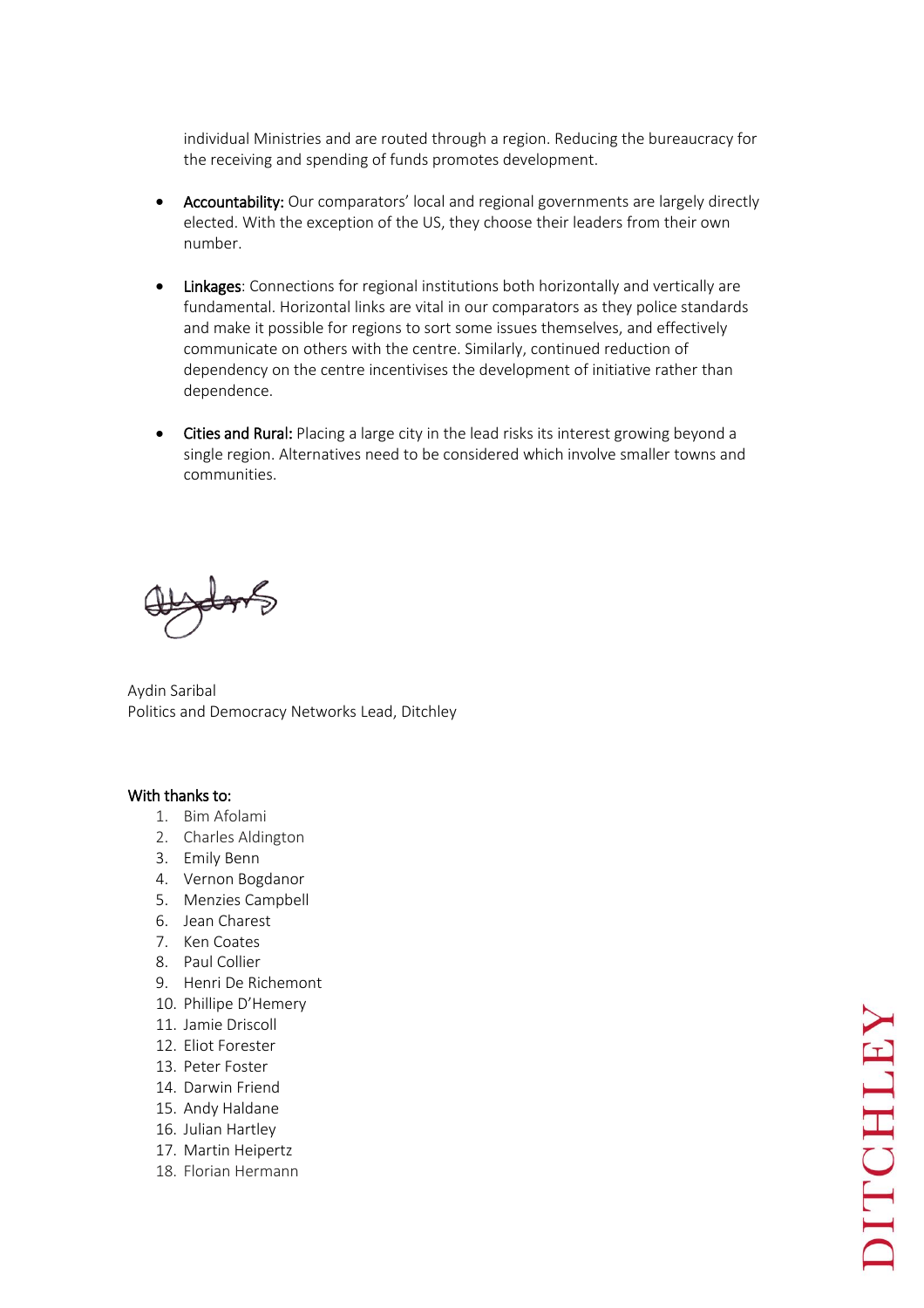individual Ministries and are routed through a region. Reducing the bureaucracy for the receiving and spending of funds promotes development.

- **Accountability:** Our comparators' local and regional governments are largely directly elected. With the exception of the US, they choose their leaders from their own number.

- **Linkages**: Connections for regional institutions both horizontally and vertically are fundamental. Horizontal links are vital in our comparators as they police standards and make it possible for regions to sort some issues themselves, and effectively communicate on others with the centre. Similarly, continued reduction of dependency on the centre incentivises the development of initiative rather than dependence.

- **Cities and Rural:** Placing a large city in the lead risks its interest growing beyond a single region. Alternatives need to be considered which involve smaller towns and communities.

Aydin Saribal
Politics and Democracy Networks Lead, Ditchley

**With thanks to:**

1. Bim Afolami
2. Charles Aldington
3. Emily Benn
4. Vernon Bogdanor
5. Menzies Campbell
6. Jean Charest
7. Ken Coates
8. Paul Collier
9. Henri De Richemont
10. Phillipe D'Hemery
11. Jamie Driscoll
12. Eliot Forester
13. Peter Foster
14. Darwin Friend
15. Andy Haldane
16. Julian Hartley
17. Martin Heipertz
18. Florian Hermann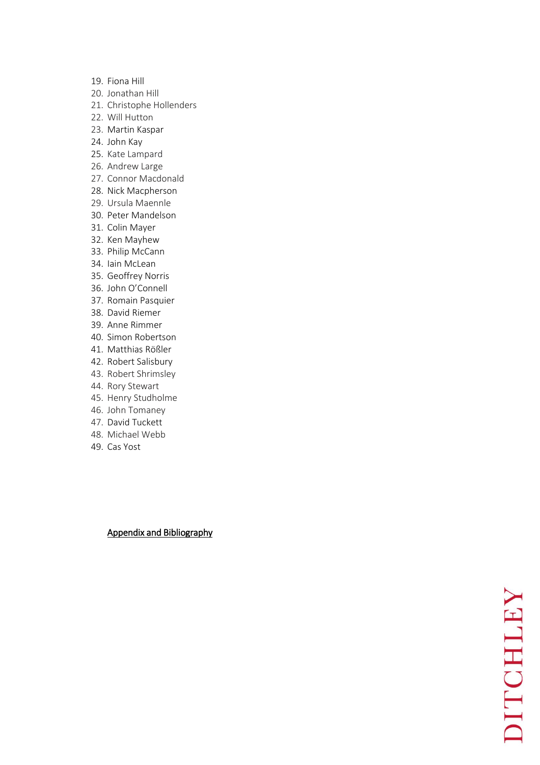19. Fiona Hill
20. Jonathan Hill
21. Christophe Hollenders
22. Will Hutton
23. Martin Kaspar
24. John Kay
25. Kate Lampard
26. Andrew Large
27. Connor Macdonald
28. Nick Macpherson
29. Ursula Maennle
30. Peter Mandelson
31. Colin Mayer
32. Ken Mayhew
33. Philip McCann
34. Iain McLean
35. Geoffrey Norris
36. John O'Connell
37. Romain Pasquier
38. David Riemer
39. Anne Rimmer
40. Simon Robertson
41. Matthias Rößler
42. Robert Salisbury
43. Robert Shrimsley
44. Rory Stewart
45. Henry Studholme
46. John Tomaney
47. David Tuckett
48. Michael Webb
49. Cas Yost

**Appendix and Bibliography**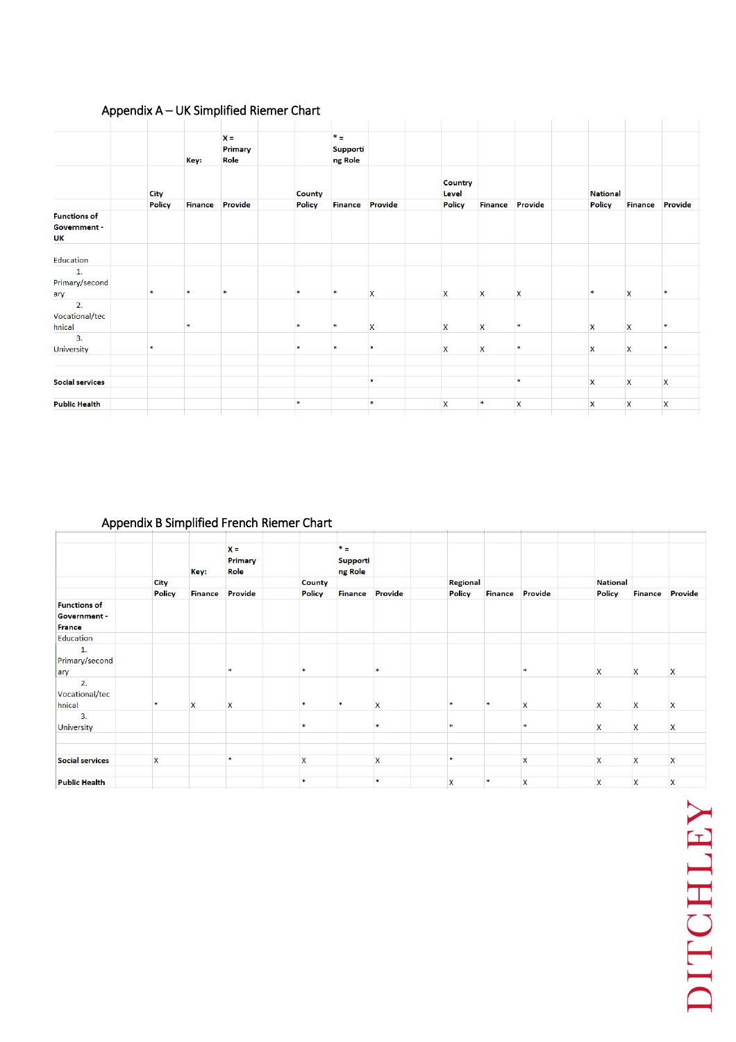## Appendix A – UK Simplified Riemer Chart

| | City | | | County | | | Country Level | | | National | | |
|---|---|---|---|---|---|---|---|---|---|---|---|---|
| | Policy | Finance | Provide | Policy | Finance | Provide | Policy | Finance | Provide | Policy | Finance | Provide |
| | | Key: | X = Primary Role | | * = Supporting Role | | | | | | | |
| **Functions of Government - UK** | | | | | | | | | | | | |
| Education | | | | | | | | | | | | |
| 1. Primary/secondary | * | * | * | * | * | X | X | X | X | * | X | * |
| 2. Vocational/technical | | * | | * | * | X | X | X | * | X | X | * |
| 3. University | * | | | * | * | * | X | X | * | X | X | * |
| **Social services** | | | | | | * | | | * | X | X | X |
| **Public Health** | | | | * | | * | X | * | X | X | X | X |

## Appendix B Simplified French Riemer Chart

| | City | | | County | | | Regional | | | National | | |
|---|---|---|---|---|---|---|---|---|---|---|---|---|
| | Policy | Finance | Provide | Policy | Finance | Provide | Policy | Finance | Provide | Policy | Finance | Provide |
| | | Key: | X = Primary Role | | * = Supporting Role | | | | | | | |
| **Functions of Government - France** | | | | | | | | | | | | |
| Education | | | | | | | | | | | | |
| 1. Primary/secondary | | | * | * | | * | | | * | X | X | X |
| 2. Vocational/technical | * | X | X | * | * | X | * | * | X | X | X | X |
| 3. University | | | | * | | * | * | | * | X | X | X |
| **Social services** | X | | * | X | | X | * | | X | X | X | X |
| **Public Health** | | | | * | | * | X | * | X | X | X | X |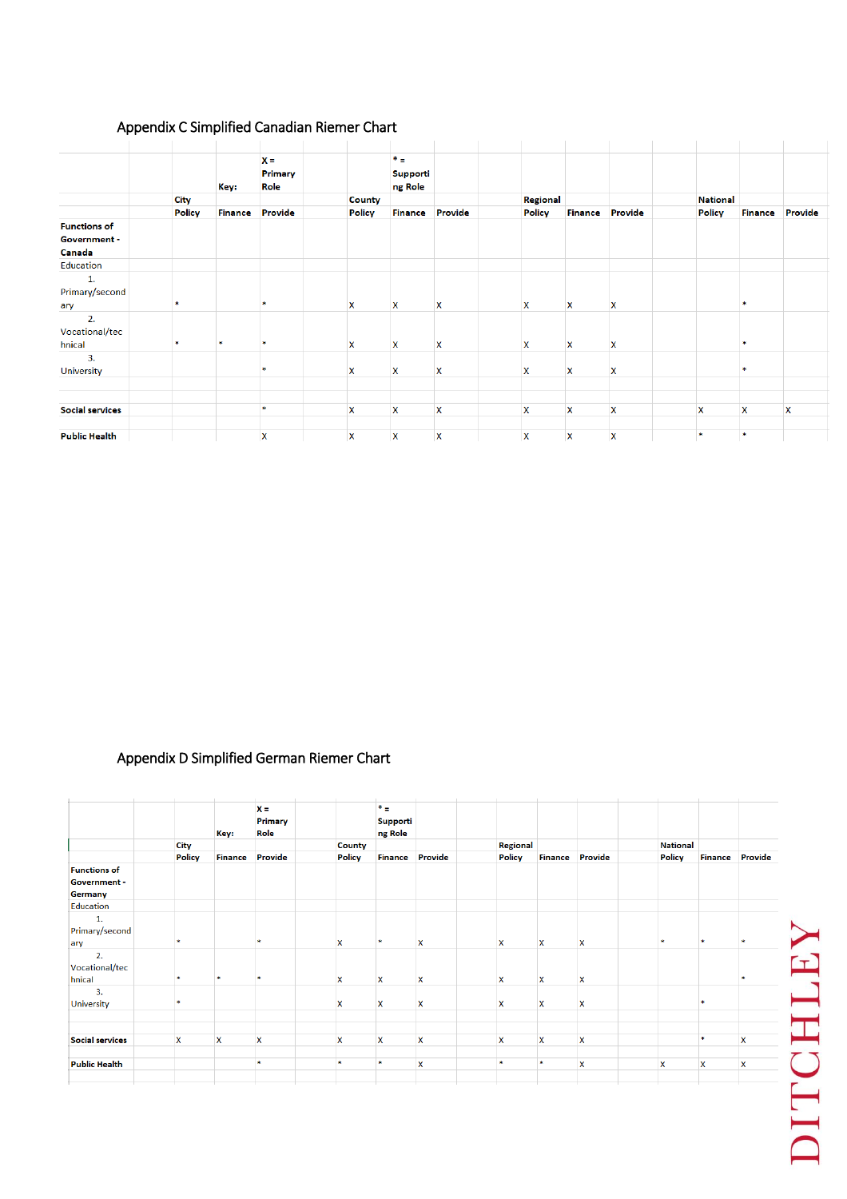## Appendix C Simplified Canadian Riemer Chart

Key: X = Primary Role; * = Supporting Role

| | City | | | County | | | Regional | | | National | | |
|---|---|---|---|---|---|---|---|---|---|---|---|---|
| | Policy | Finance | Provide | Policy | Finance | Provide | Policy | Finance | Provide | Policy | Finance | Provide |
| **Functions of Government - Canada** | | | | | | | | | | | | |
| Education | | | | | | | | | | | | |
| 1. Primary/secondary | * | | * | X | X | X | X | X | X | | * | |
| 2. Vocational/technical | * | * | * | X | X | X | X | X | X | | * | |
| 3. University | | | * | X | X | X | X | X | X | | * | |
| **Social services** | | | * | X | X | X | X | X | X | X | X | X |
| **Public Health** | | | X | X | X | X | X | X | X | * | * | |

## Appendix D Simplified German Riemer Chart

Key: X = Primary Role; * = Supporting Role

| | City | | | County | | | Regional | | | National | | |
|---|---|---|---|---|---|---|---|---|---|---|---|---|
| | Policy | Finance | Provide | Policy | Finance | Provide | Policy | Finance | Provide | Policy | Finance | Provide |
| **Functions of Government - Germany** | | | | | | | | | | | | |
| Education | | | | | | | | | | | | |
| 1. Primary/secondary | * | | * | X | * | X | X | X | X | * | * | * |
| 2. Vocational/technical | * | * | * | X | X | X | X | X | X | | | * |
| 3. University | * | | | X | X | X | X | X | X | | * | |
| **Social services** | X | X | X | X | X | X | X | X | X | | * | X |
| **Public Health** | | | * | * | * | X | * | * | X | X | X | X |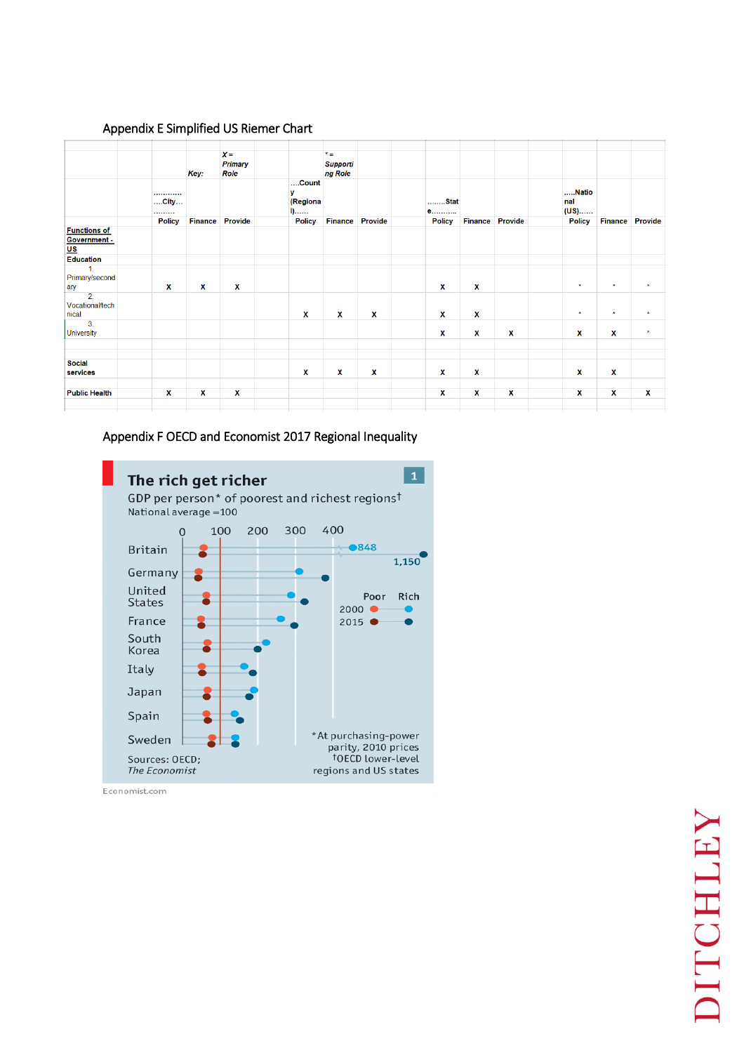## Appendix E Simplified US Riemer Chart

| | Key: | *X = Primary Role* | | *\* = Supporting Role* | | | | | | | |
|---|---|---|---|---|---|---|---|---|---|---|---|
| | ............City............ | | | ....County (Regional)...... | | | ........State.......... | | | .....National (US)...... | | |
| | Policy | Finance | Provide | Policy | Finance | Provide | Policy | Finance | Provide | Policy | Finance | Provide |
| **Functions of Government - US** | | | | | | | | | | | | |
| **Education** | | | | | | | | | | | | |
| 1. Primary/secondary | x | x | x | | | | x | x | | * | * | * |
| 2. Vocational/technical | | | | x | x | x | x | x | | * | * | * |
| 3. University | | | | | | | x | x | x | x | x | * |
| **Social services** | | | | x | x | x | x | x | | x | x | |
| **Public Health** | x | x | x | | | | x | x | x | x | x | x |

## Appendix F OECD and Economist 2017 Regional Inequality

**The rich get richer** 1

GDP per person* of poorest and richest regions†

National average =100

0 100 200 300 400

Britain 848 1,150

Germany

United States

France

South Korea

Italy

Japan

Spain

Sweden

Poor Rich

2000

2015

*At purchasing-power parity, 2010 prices

†OECD lower-level regions and US states

Sources: OECD; *The Economist*

Economist.com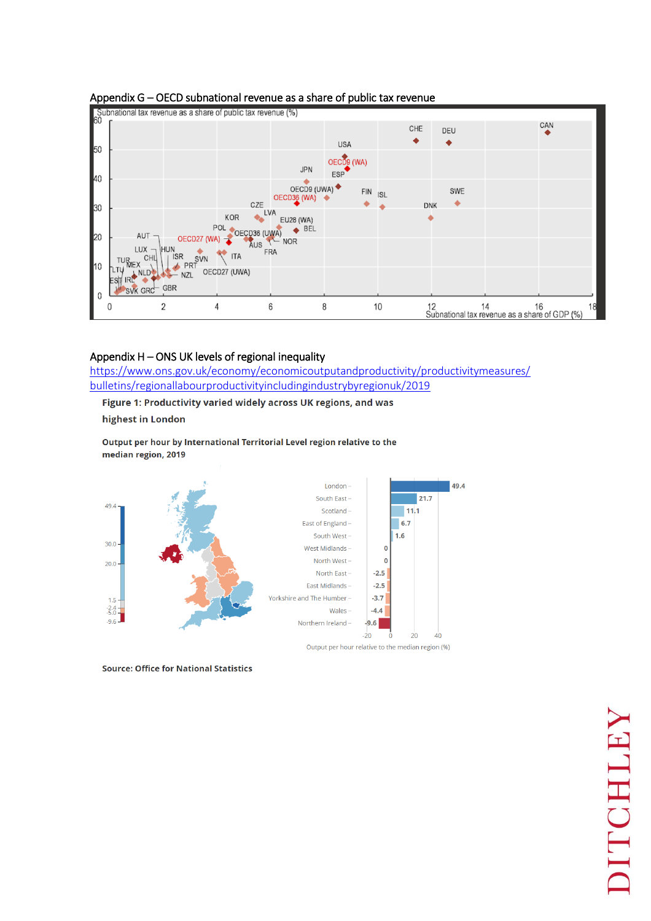## Appendix G – OECD subnational revenue as a share of public tax revenue

## Appendix H – ONS UK levels of regional inequality

https://www.ons.gov.uk/economy/economicoutputandproductivity/productivitymeasures/bulletins/regionallabourproductivityincludingindustrybyregionuk/2019

**Figure 1: Productivity varied widely across UK regions, and was highest in London**

**Output per hour by International Territorial Level region relative to the median region, 2019**

| Region | Output per hour relative to the median region (%) |
|---|---|
| London | 49.4 |
| South East | 21.7 |
| Scotland | 11.1 |
| East of England | 6.7 |
| South West | 1.6 |
| West Midlands | 0 |
| North West | 0 |
| North East | -2.5 |
| East Midlands | -2.5 |
| Yorkshire and The Humber | -3.7 |
| Wales | -4.4 |
| Northern Ireland | -9.6 |

**Source: Office for National Statistics**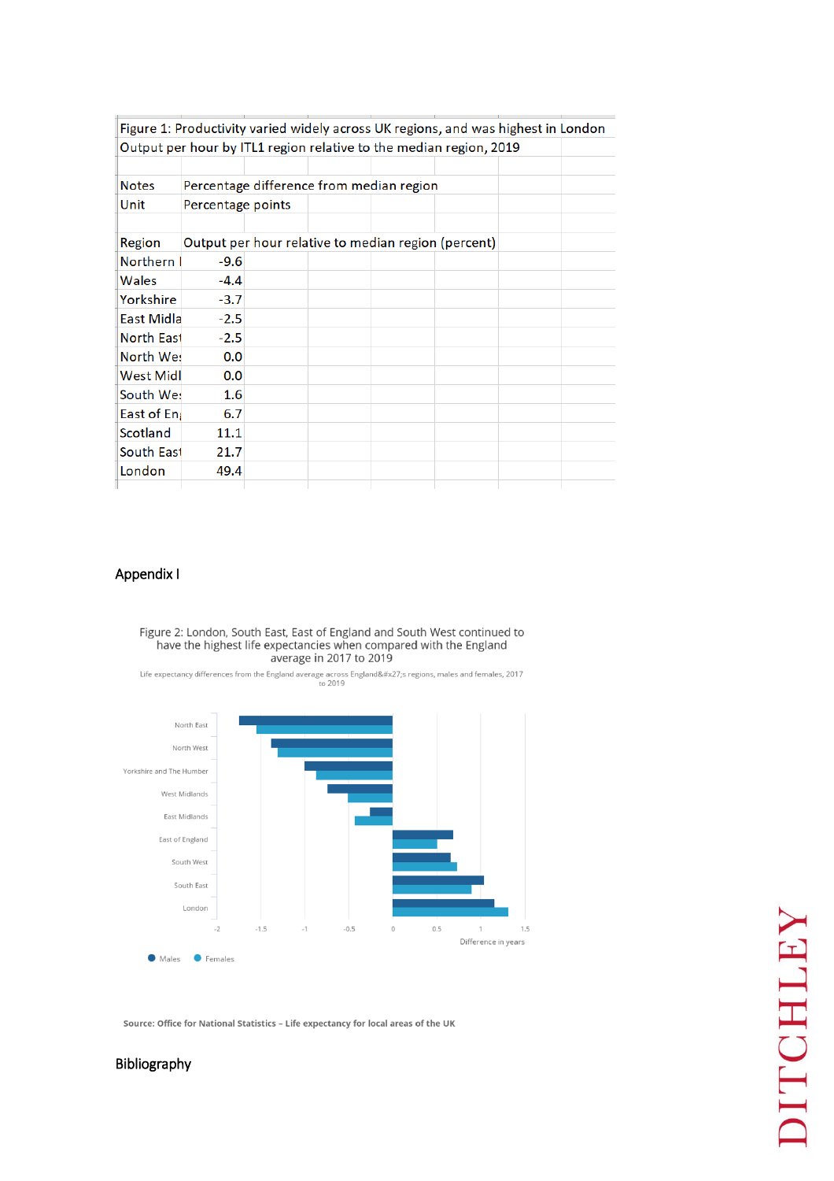| Figure 1: Productivity varied widely across UK regions, and was highest in London | |
|---|---|
| Output per hour by ITL1 region relative to the median region, 2019 | |
| | |
| Notes | Percentage difference from median region |
| Unit | Percentage points |
| | |
| Region | Output per hour relative to median region (percent) |
| Northern I | -9.6 |
| Wales | -4.4 |
| Yorkshire | -3.7 |
| East Midla | -2.5 |
| North East | -2.5 |
| North We: | 0.0 |
| West Midl | 0.0 |
| South We: | 1.6 |
| East of En; | 6.7 |
| Scotland | 11.1 |
| South East | 21.7 |
| London | 49.4 |

## Appendix I

Figure 2: London, South East, East of England and South West continued to have the highest life expectancies when compared with the England average in 2017 to 2019

Life expectancy differences from the England average across England&#x27;s regions, males and females, 2017 to 2019

| Region | Males | Females |
|---|---|---|
| North East | | |
| North West | | |
| Yorkshire and The Humber | | |
| West Midlands | | |
| East Midlands | | |
| East of England | | |
| South West | | |
| South East | | |
| London | | |

Difference in years

● Males ● Females

**Source: Office for National Statistics – Life expectancy for local areas of the UK**

## Bibliography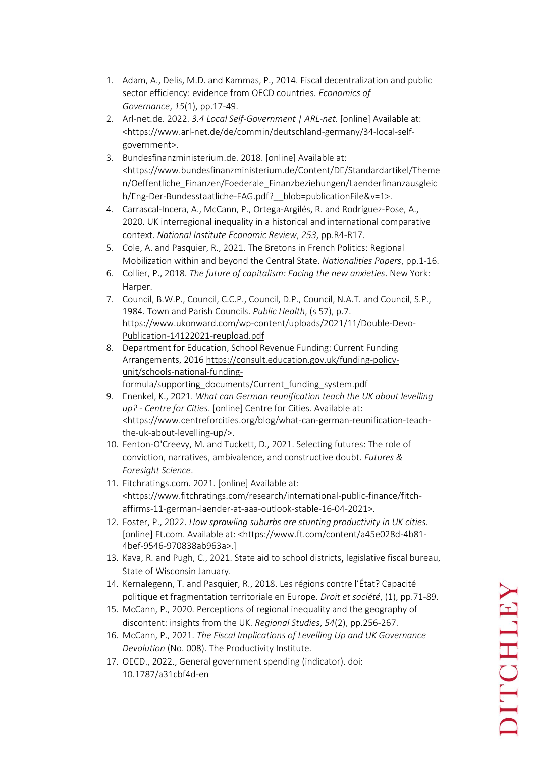1. Adam, A., Delis, M.D. and Kammas, P., 2014. Fiscal decentralization and public sector efficiency: evidence from OECD countries. *Economics of Governance*, *15*(1), pp.17-49.
2. Arl-net.de. 2022. *3.4 Local Self-Government | ARL-net.* [online] Available at: <https://www.arl-net.de/de/commin/deutschland-germany/34-local-self-government>.
3. Bundesfinanzministerium.de. 2018. [online] Available at: <https://www.bundesfinanzministerium.de/Content/DE/Standardartikel/Themen/Oeffentliche_Finanzen/Foederale_Finanzbeziehungen/Laenderfinanzausgleich/Eng-Der-Bundesstaatliche-FAG.pdf?__blob=publicationFile&v=1>.
4. Carrascal-Incera, A., McCann, P., Ortega-Argilés, R. and Rodríguez-Pose, A., 2020. UK interregional inequality in a historical and international comparative context. *National Institute Economic Review*, *253*, pp.R4-R17.
5. Cole, A. and Pasquier, R., 2021. The Bretons in French Politics: Regional Mobilization within and beyond the Central State. *Nationalities Papers*, pp.1-16.
6. Collier, P., 2018. *The future of capitalism: Facing the new anxieties*. New York: Harper.
7. Council, B.W.P., Council, C.C.P., Council, D.P., Council, N.A.T. and Council, S.P., 1984. Town and Parish Councils. *Public Health*, (s 57), p.7. https://www.ukonward.com/wp-content/uploads/2021/11/Double-Devo-Publication-14122021-reupload.pdf
8. Department for Education, School Revenue Funding: Current Funding Arrangements, 2016 https://consult.education.gov.uk/funding-policy-unit/schools-national-funding-formula/supporting_documents/Current_funding_system.pdf
9. Enenkel, K., 2021. *What can German reunification teach the UK about levelling up? - Centre for Cities*. [online] Centre for Cities. Available at: <https://www.centreforcities.org/blog/what-can-german-reunification-teach-the-uk-about-levelling-up/>.
10. Fenton-O'Creevy, M. and Tuckett, D., 2021. Selecting futures: The role of conviction, narratives, ambivalence, and constructive doubt. *Futures & Foresight Science*.
11. Fitchratings.com. 2021. [online] Available at: <https://www.fitchratings.com/research/international-public-finance/fitch-affirms-11-german-laender-at-aaa-outlook-stable-16-04-2021>.
12. Foster, P., 2022. *How sprawling suburbs are stunting productivity in UK cities*. [online] Ft.com. Available at: <https://www.ft.com/content/a45e028d-4b81-4bef-9546-970838ab963a>.]
13. Kava, R. and Pugh, C., 2021. State aid to school districts, legislative fiscal bureau, State of Wisconsin January.
14. Kernalegenn, T. and Pasquier, R., 2018. Les régions contre l'État? Capacité politique et fragmentation territoriale en Europe. *Droit et société*, (1), pp.71-89.
15. McCann, P., 2020. Perceptions of regional inequality and the geography of discontent: insights from the UK. *Regional Studies*, *54*(2), pp.256-267.
16. McCann, P., 2021. *The Fiscal Implications of Levelling Up and UK Governance Devolution* (No. 008). The Productivity Institute.
17. OECD., 2022., General government spending (indicator). doi: 10.1787/a31cbf4d-en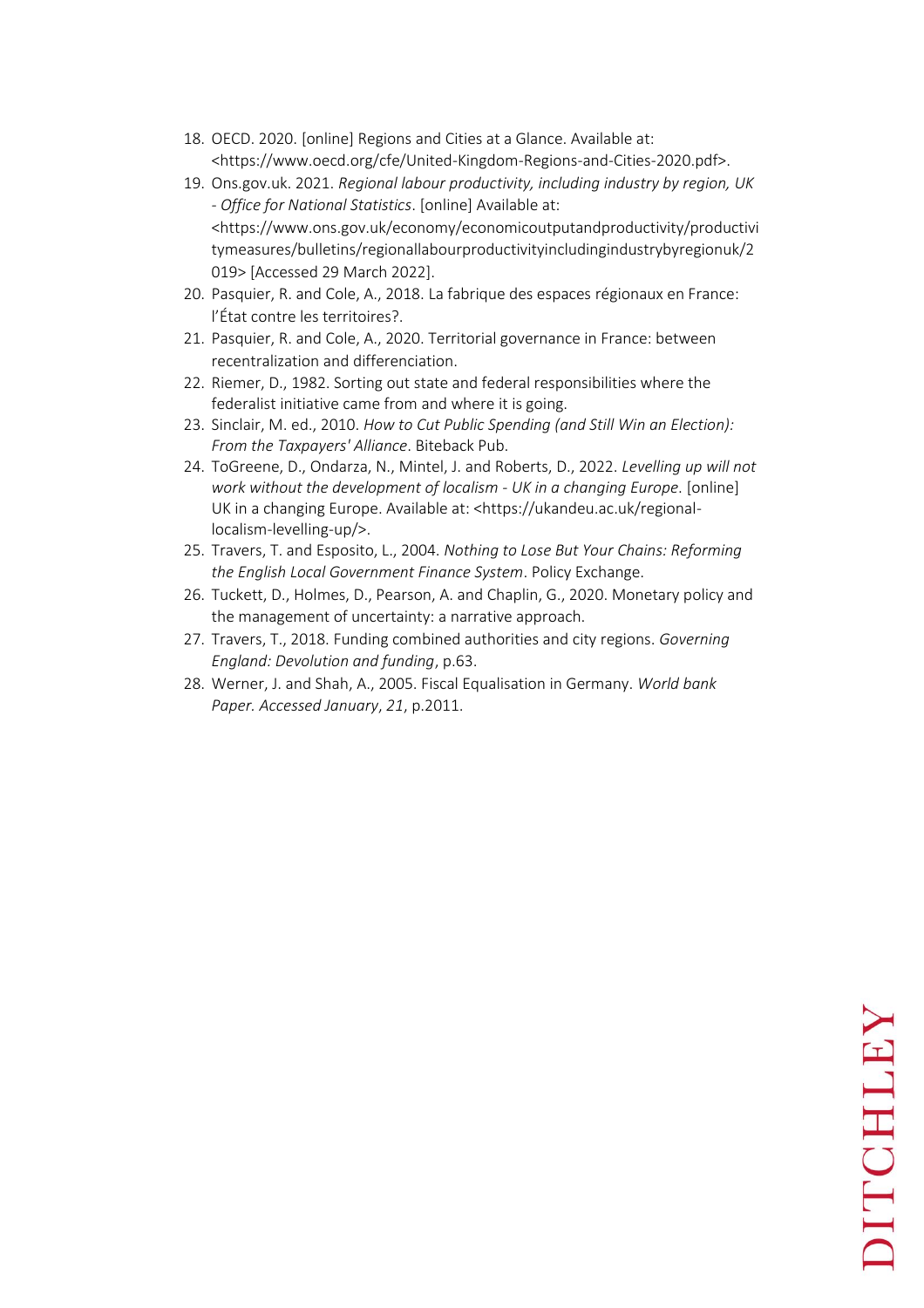18. OECD. 2020. [online] Regions and Cities at a Glance. Available at: <https://www.oecd.org/cfe/United-Kingdom-Regions-and-Cities-2020.pdf>.
19. Ons.gov.uk. 2021. *Regional labour productivity, including industry by region, UK - Office for National Statistics*. [online] Available at: <https://www.ons.gov.uk/economy/economicoutputandproductivity/productivitymeasures/bulletins/regionallabourproductivityincludingindustrybyregionuk/2019> [Accessed 29 March 2022].
20. Pasquier, R. and Cole, A., 2018. La fabrique des espaces régionaux en France: l'État contre les territoires?.
21. Pasquier, R. and Cole, A., 2020. Territorial governance in France: between recentralization and differenciation.
22. Riemer, D., 1982. Sorting out state and federal responsibilities where the federalist initiative came from and where it is going.
23. Sinclair, M. ed., 2010. *How to Cut Public Spending (and Still Win an Election): From the Taxpayers' Alliance*. Biteback Pub.
24. ToGreene, D., Ondarza, N., Mintel, J. and Roberts, D., 2022. *Levelling up will not work without the development of localism - UK in a changing Europe*. [online] UK in a changing Europe. Available at: <https://ukandeu.ac.uk/regional-localism-levelling-up/>.
25. Travers, T. and Esposito, L., 2004. *Nothing to Lose But Your Chains: Reforming the English Local Government Finance System*. Policy Exchange.
26. Tuckett, D., Holmes, D., Pearson, A. and Chaplin, G., 2020. Monetary policy and the management of uncertainty: a narrative approach.
27. Travers, T., 2018. Funding combined authorities and city regions. *Governing England: Devolution and funding*, p.63.
28. Werner, J. and Shah, A., 2005. Fiscal Equalisation in Germany. *World bank Paper. Accessed January*, *21*, p.2011.